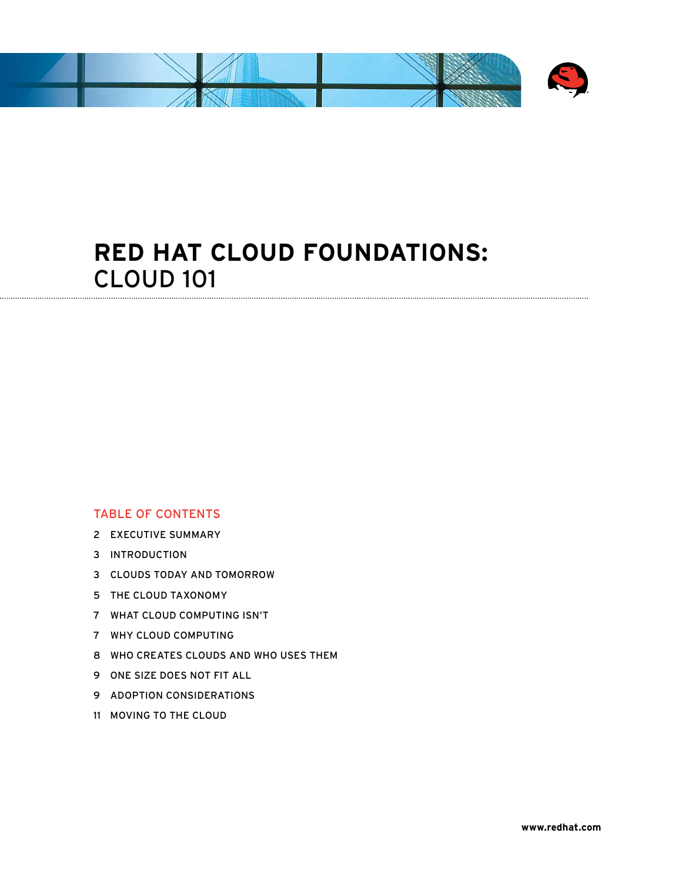# RED HAT CLOUD FOUNDATIONS: CLOUD 101

## TABLE OF CONTENTS

2 EXECUTIVE SUMMARY

3 INTRODUCTION

3 CLOUDS TODAY AND TOMORROW

5 THE CLOUD TAXONOMY

7 WHAT CLOUD COMPUTING ISN'T

7 WHY CLOUD COMPUTING

8 WHO CREATES CLOUDS AND WHO USES THEM

9 ONE SIZE DOES NOT FIT ALL

9 ADOPTION CONSIDERATIONS

11 MOVING TO THE CLOUD

**www.redhat.com**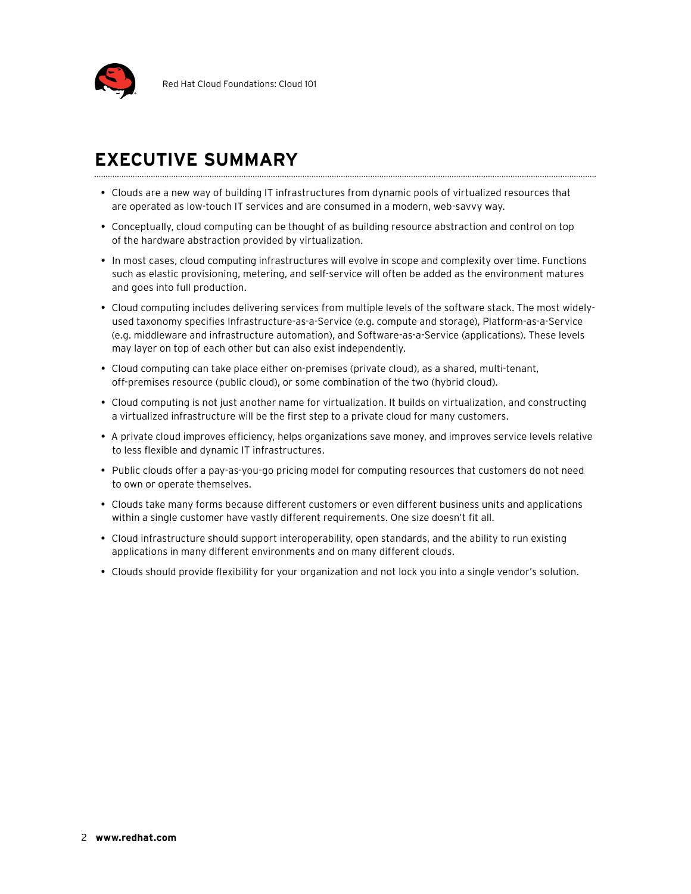## EXECUTIVE SUMMARY

- Clouds are a new way of building IT infrastructures from dynamic pools of virtualized resources that are operated as low-touch IT services and are consumed in a modern, web-savvy way.
- Conceptually, cloud computing can be thought of as building resource abstraction and control on top of the hardware abstraction provided by virtualization.
- In most cases, cloud computing infrastructures will evolve in scope and complexity over time. Functions such as elastic provisioning, metering, and self-service will often be added as the environment matures and goes into full production.
- Cloud computing includes delivering services from multiple levels of the software stack. The most widely-used taxonomy specifies Infrastructure-as-a-Service (e.g. compute and storage), Platform-as-a-Service (e.g. middleware and infrastructure automation), and Software-as-a-Service (applications). These levels may layer on top of each other but can also exist independently.
- Cloud computing can take place either on-premises (private cloud), as a shared, multi-tenant, off-premises resource (public cloud), or some combination of the two (hybrid cloud).
- Cloud computing is not just another name for virtualization. It builds on virtualization, and constructing a virtualized infrastructure will be the first step to a private cloud for many customers.
- A private cloud improves efficiency, helps organizations save money, and improves service levels relative to less flexible and dynamic IT infrastructures.
- Public clouds offer a pay-as-you-go pricing model for computing resources that customers do not need to own or operate themselves.
- Clouds take many forms because different customers or even different business units and applications within a single customer have vastly different requirements. One size doesn't fit all.
- Cloud infrastructure should support interoperability, open standards, and the ability to run existing applications in many different environments and on many different clouds.
- Clouds should provide flexibility for your organization and not lock you into a single vendor's solution.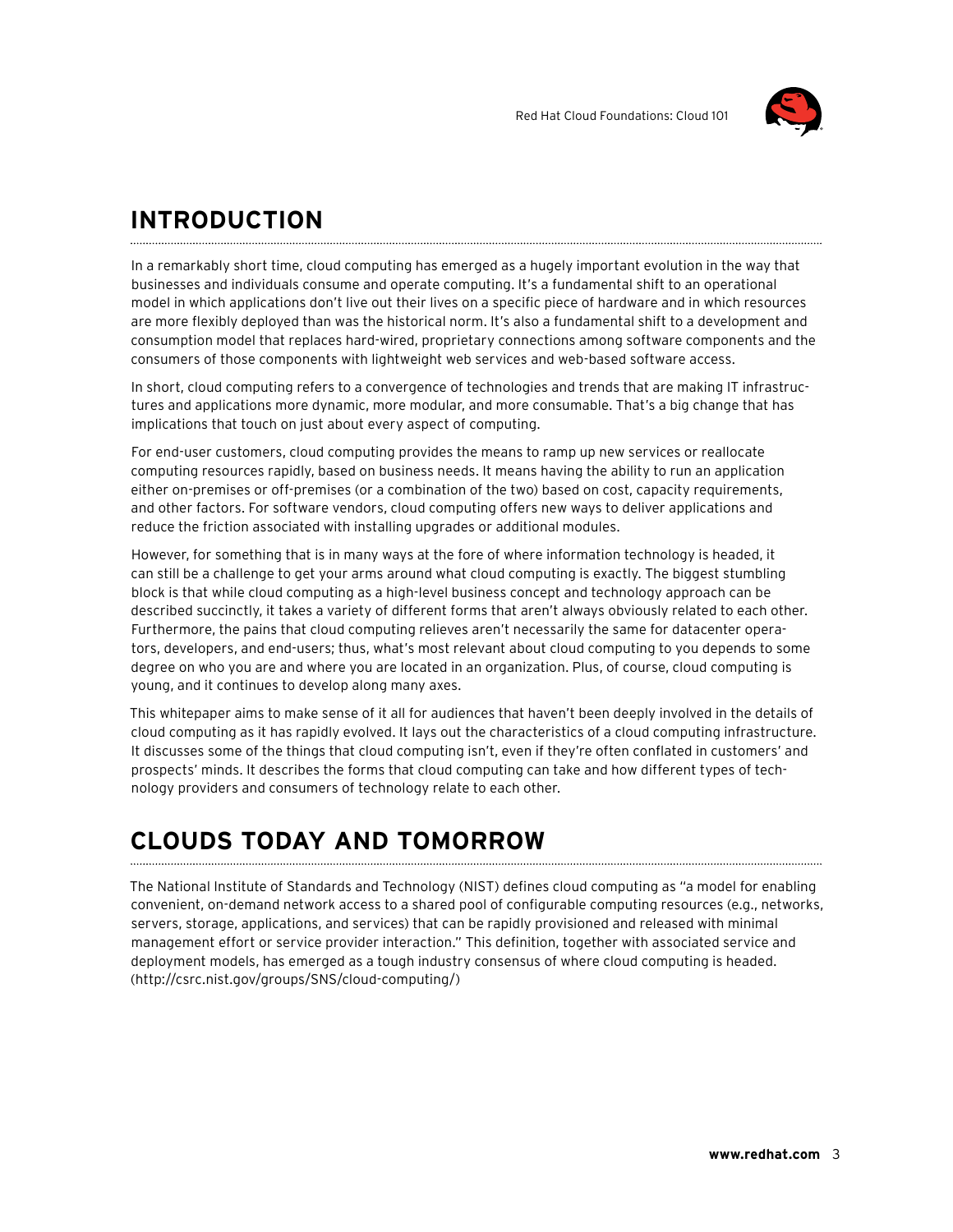## INTRODUCTION

In a remarkably short time, cloud computing has emerged as a hugely important evolution in the way that businesses and individuals consume and operate computing. It's a fundamental shift to an operational model in which applications don't live out their lives on a specific piece of hardware and in which resources are more flexibly deployed than was the historical norm. It's also a fundamental shift to a development and consumption model that replaces hard-wired, proprietary connections among software components and the consumers of those components with lightweight web services and web-based software access.

In short, cloud computing refers to a convergence of technologies and trends that are making IT infrastructures and applications more dynamic, more modular, and more consumable. That's a big change that has implications that touch on just about every aspect of computing.

For end-user customers, cloud computing provides the means to ramp up new services or reallocate computing resources rapidly, based on business needs. It means having the ability to run an application either on-premises or off-premises (or a combination of the two) based on cost, capacity requirements, and other factors. For software vendors, cloud computing offers new ways to deliver applications and reduce the friction associated with installing upgrades or additional modules.

However, for something that is in many ways at the fore of where information technology is headed, it can still be a challenge to get your arms around what cloud computing is exactly. The biggest stumbling block is that while cloud computing as a high-level business concept and technology approach can be described succinctly, it takes a variety of different forms that aren't always obviously related to each other. Furthermore, the pains that cloud computing relieves aren't necessarily the same for datacenter operators, developers, and end-users; thus, what's most relevant about cloud computing to you depends to some degree on who you are and where you are located in an organization. Plus, of course, cloud computing is young, and it continues to develop along many axes.

This whitepaper aims to make sense of it all for audiences that haven't been deeply involved in the details of cloud computing as it has rapidly evolved. It lays out the characteristics of a cloud computing infrastructure. It discusses some of the things that cloud computing isn't, even if they're often conflated in customers' and prospects' minds. It describes the forms that cloud computing can take and how different types of technology providers and consumers of technology relate to each other.

## CLOUDS TODAY AND TOMORROW

The National Institute of Standards and Technology (NIST) defines cloud computing as "a model for enabling convenient, on-demand network access to a shared pool of configurable computing resources (e.g., networks, servers, storage, applications, and services) that can be rapidly provisioned and released with minimal management effort or service provider interaction." This definition, together with associated service and deployment models, has emerged as a tough industry consensus of where cloud computing is headed. (http://csrc.nist.gov/groups/SNS/cloud-computing/)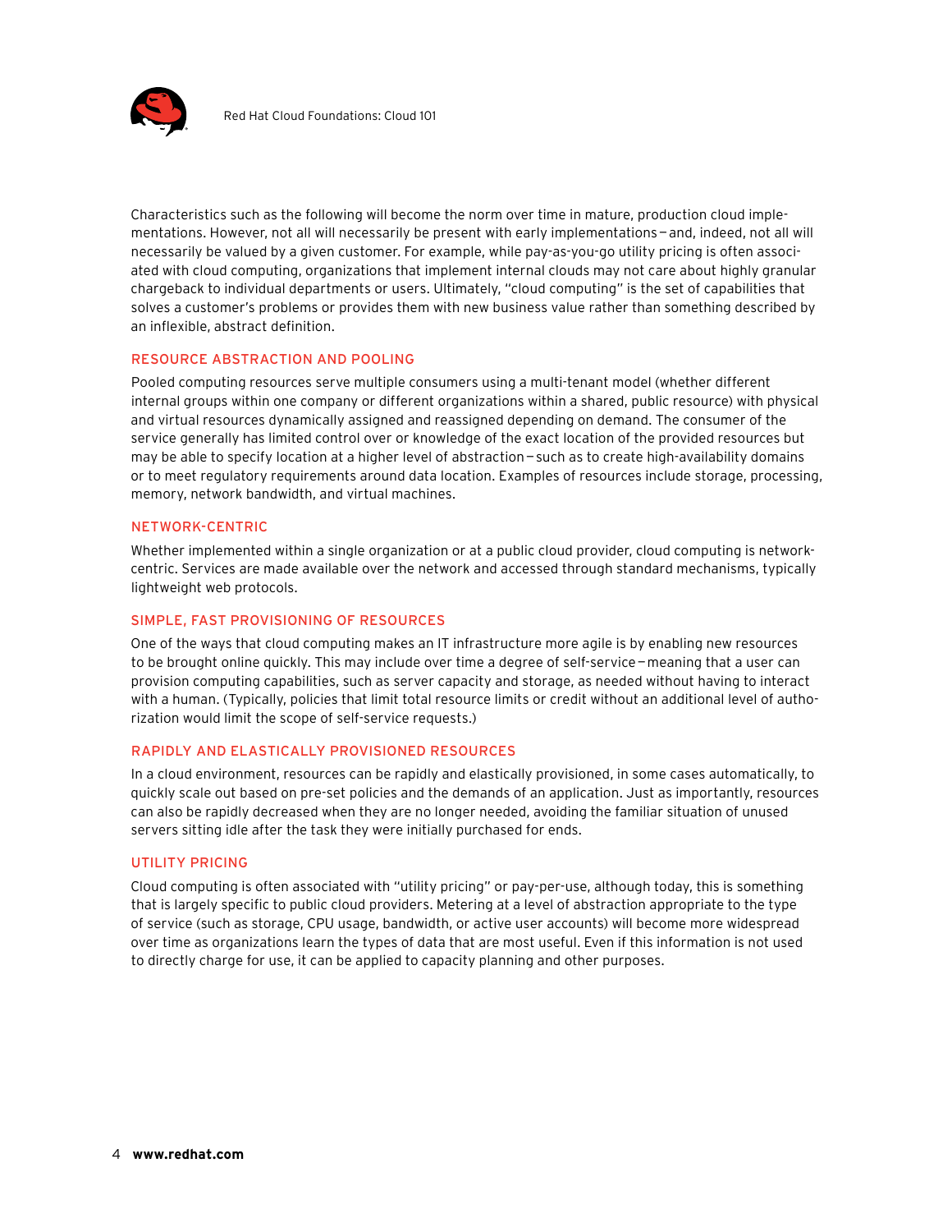Characteristics such as the following will become the norm over time in mature, production cloud implementations. However, not all will necessarily be present with early implementations—and, indeed, not all will necessarily be valued by a given customer. For example, while pay-as-you-go utility pricing is often associated with cloud computing, organizations that implement internal clouds may not care about highly granular chargeback to individual departments or users. Ultimately, "cloud computing" is the set of capabilities that solves a customer's problems or provides them with new business value rather than something described by an inflexible, abstract definition.

### RESOURCE ABSTRACTION AND POOLING

Pooled computing resources serve multiple consumers using a multi-tenant model (whether different internal groups within one company or different organizations within a shared, public resource) with physical and virtual resources dynamically assigned and reassigned depending on demand. The consumer of the service generally has limited control over or knowledge of the exact location of the provided resources but may be able to specify location at a higher level of abstraction—such as to create high-availability domains or to meet regulatory requirements around data location. Examples of resources include storage, processing, memory, network bandwidth, and virtual machines.

### NETWORK-CENTRIC

Whether implemented within a single organization or at a public cloud provider, cloud computing is network-centric. Services are made available over the network and accessed through standard mechanisms, typically lightweight web protocols.

### SIMPLE, FAST PROVISIONING OF RESOURCES

One of the ways that cloud computing makes an IT infrastructure more agile is by enabling new resources to be brought online quickly. This may include over time a degree of self-service—meaning that a user can provision computing capabilities, such as server capacity and storage, as needed without having to interact with a human. (Typically, policies that limit total resource limits or credit without an additional level of authorization would limit the scope of self-service requests.)

### RAPIDLY AND ELASTICALLY PROVISIONED RESOURCES

In a cloud environment, resources can be rapidly and elastically provisioned, in some cases automatically, to quickly scale out based on pre-set policies and the demands of an application. Just as importantly, resources can also be rapidly decreased when they are no longer needed, avoiding the familiar situation of unused servers sitting idle after the task they were initially purchased for ends.

### UTILITY PRICING

Cloud computing is often associated with "utility pricing" or pay-per-use, although today, this is something that is largely specific to public cloud providers. Metering at a level of abstraction appropriate to the type of service (such as storage, CPU usage, bandwidth, or active user accounts) will become more widespread over time as organizations learn the types of data that are most useful. Even if this information is not used to directly charge for use, it can be applied to capacity planning and other purposes.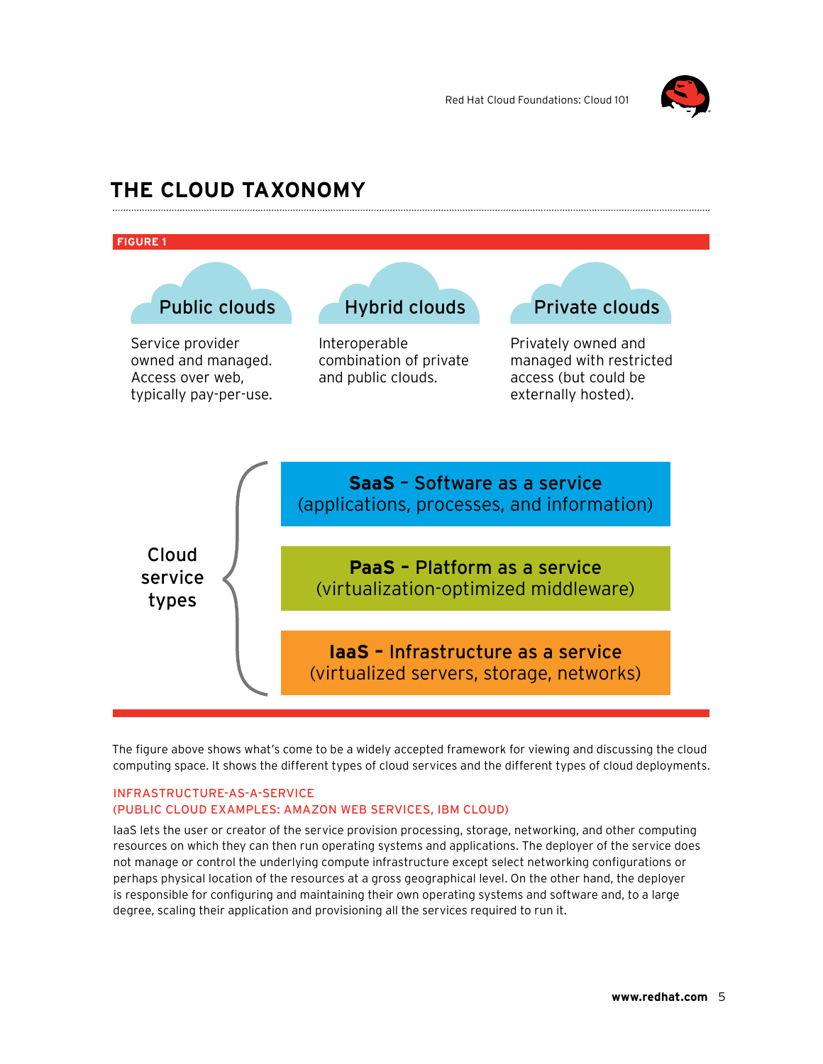# THE CLOUD TAXONOMY

**FIGURE 1**

**Public clouds**

Service provider owned and managed. Access over web, typically pay-per-use.

**Hybrid clouds**

Interoperable combination of private and public clouds.

**Private clouds**

Privately owned and managed with restricted access (but could be externally hosted).

**Cloud service types**

- **SaaS** – Software as a service (applications, processes, and information)
- **PaaS** – Platform as a service (virtualization-optimized middleware)
- **IaaS** – Infrastructure as a service (virtualized servers, storage, networks)

The figure above shows what's come to be a widely accepted framework for viewing and discussing the cloud computing space. It shows the different types of cloud services and the different types of cloud deployments.

## INFRASTRUCTURE-AS-A-SERVICE (PUBLIC CLOUD EXAMPLES: AMAZON WEB SERVICES, IBM CLOUD)

IaaS lets the user or creator of the service provision processing, storage, networking, and other computing resources on which they can then run operating systems and applications. The deployer of the service does not manage or control the underlying compute infrastructure except select networking configurations or perhaps physical location of the resources at a gross geographical level. On the other hand, the deployer is responsible for configuring and maintaining their own operating systems and software and, to a large degree, scaling their application and provisioning all the services required to run it.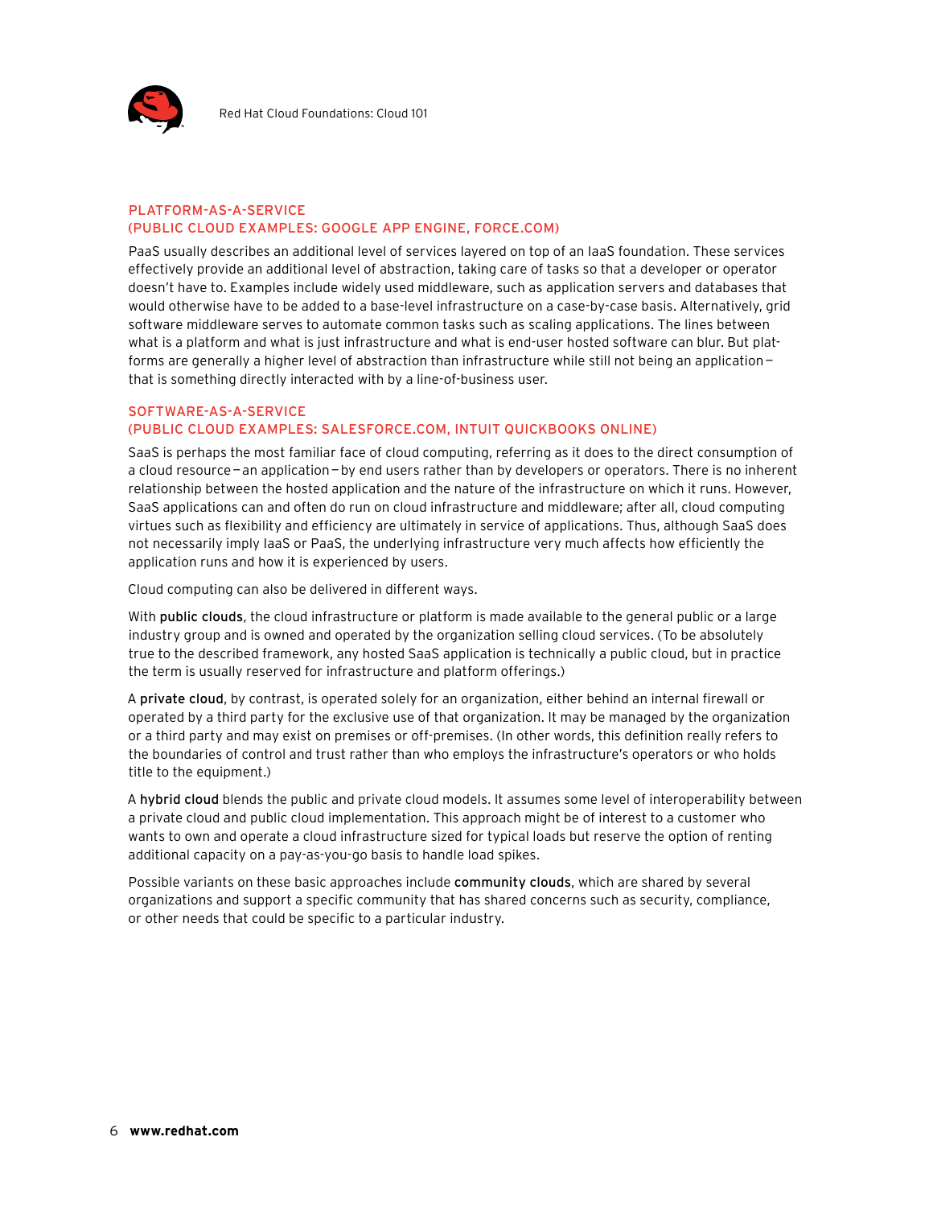### PLATFORM-AS-A-SERVICE (PUBLIC CLOUD EXAMPLES: GOOGLE APP ENGINE, FORCE.COM)

PaaS usually describes an additional level of services layered on top of an IaaS foundation. These services effectively provide an additional level of abstraction, taking care of tasks so that a developer or operator doesn't have to. Examples include widely used middleware, such as application servers and databases that would otherwise have to be added to a base-level infrastructure on a case-by-case basis. Alternatively, grid software middleware serves to automate common tasks such as scaling applications. The lines between what is a platform and what is just infrastructure and what is end-user hosted software can blur. But platforms are generally a higher level of abstraction than infrastructure while still not being an application—that is something directly interacted with by a line-of-business user.

### SOFTWARE-AS-A-SERVICE (PUBLIC CLOUD EXAMPLES: SALESFORCE.COM, INTUIT QUICKBOOKS ONLINE)

SaaS is perhaps the most familiar face of cloud computing, referring as it does to the direct consumption of a cloud resource—an application—by end users rather than by developers or operators. There is no inherent relationship between the hosted application and the nature of the infrastructure on which it runs. However, SaaS applications can and often do run on cloud infrastructure and middleware; after all, cloud computing virtues such as flexibility and efficiency are ultimately in service of applications. Thus, although SaaS does not necessarily imply IaaS or PaaS, the underlying infrastructure very much affects how efficiently the application runs and how it is experienced by users.

Cloud computing can also be delivered in different ways.

With **public clouds**, the cloud infrastructure or platform is made available to the general public or a large industry group and is owned and operated by the organization selling cloud services. (To be absolutely true to the described framework, any hosted SaaS application is technically a public cloud, but in practice the term is usually reserved for infrastructure and platform offerings.)

A **private cloud**, by contrast, is operated solely for an organization, either behind an internal firewall or operated by a third party for the exclusive use of that organization. It may be managed by the organization or a third party and may exist on premises or off-premises. (In other words, this definition really refers to the boundaries of control and trust rather than who employs the infrastructure's operators or who holds title to the equipment.)

A **hybrid cloud** blends the public and private cloud models. It assumes some level of interoperability between a private cloud and public cloud implementation. This approach might be of interest to a customer who wants to own and operate a cloud infrastructure sized for typical loads but reserve the option of renting additional capacity on a pay-as-you-go basis to handle load spikes.

Possible variants on these basic approaches include **community clouds**, which are shared by several organizations and support a specific community that has shared concerns such as security, compliance, or other needs that could be specific to a particular industry.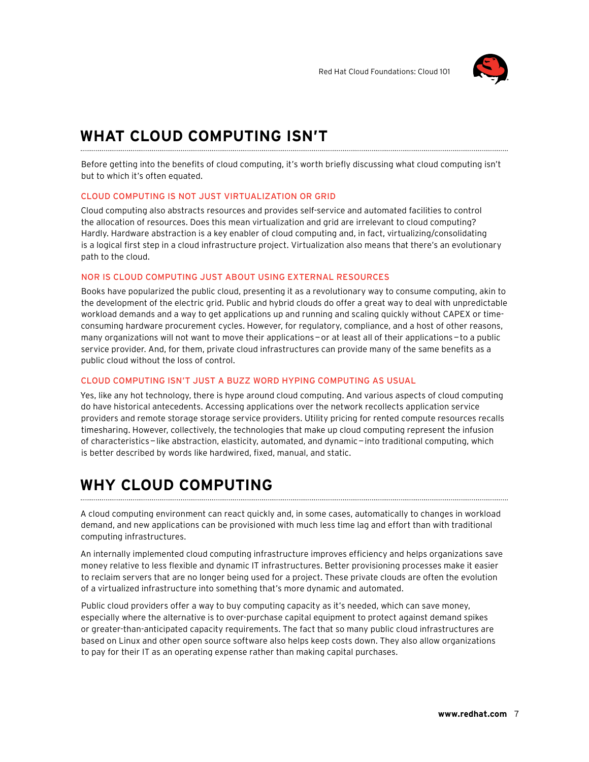## WHAT CLOUD COMPUTING ISN'T

Before getting into the benefits of cloud computing, it's worth briefly discussing what cloud computing isn't but to which it's often equated.

### CLOUD COMPUTING IS NOT JUST VIRTUALIZATION OR GRID

Cloud computing also abstracts resources and provides self-service and automated facilities to control the allocation of resources. Does this mean virtualization and grid are irrelevant to cloud computing? Hardly. Hardware abstraction is a key enabler of cloud computing and, in fact, virtualizing/consolidating is a logical first step in a cloud infrastructure project. Virtualization also means that there's an evolutionary path to the cloud.

### NOR IS CLOUD COMPUTING JUST ABOUT USING EXTERNAL RESOURCES

Books have popularized the public cloud, presenting it as a revolutionary way to consume computing, akin to the development of the electric grid. Public and hybrid clouds do offer a great way to deal with unpredictable workload demands and a way to get applications up and running and scaling quickly without CAPEX or time-consuming hardware procurement cycles. However, for regulatory, compliance, and a host of other reasons, many organizations will not want to move their applications—or at least all of their applications—to a public service provider. And, for them, private cloud infrastructures can provide many of the same benefits as a public cloud without the loss of control.

### CLOUD COMPUTING ISN'T JUST A BUZZ WORD HYPING COMPUTING AS USUAL

Yes, like any hot technology, there is hype around cloud computing. And various aspects of cloud computing do have historical antecedents. Accessing applications over the network recollects application service providers and remote storage storage service providers. Utility pricing for rented compute resources recalls timesharing. However, collectively, the technologies that make up cloud computing represent the infusion of characteristics—like abstraction, elasticity, automated, and dynamic—into traditional computing, which is better described by words like hardwired, fixed, manual, and static.

## WHY CLOUD COMPUTING

A cloud computing environment can react quickly and, in some cases, automatically to changes in workload demand, and new applications can be provisioned with much less time lag and effort than with traditional computing infrastructures.

An internally implemented cloud computing infrastructure improves efficiency and helps organizations save money relative to less flexible and dynamic IT infrastructures. Better provisioning processes make it easier to reclaim servers that are no longer being used for a project. These private clouds are often the evolution of a virtualized infrastructure into something that's more dynamic and automated.

Public cloud providers offer a way to buy computing capacity as it's needed, which can save money, especially where the alternative is to over-purchase capital equipment to protect against demand spikes or greater-than-anticipated capacity requirements. The fact that so many public cloud infrastructures are based on Linux and other open source software also helps keep costs down. They also allow organizations to pay for their IT as an operating expense rather than making capital purchases.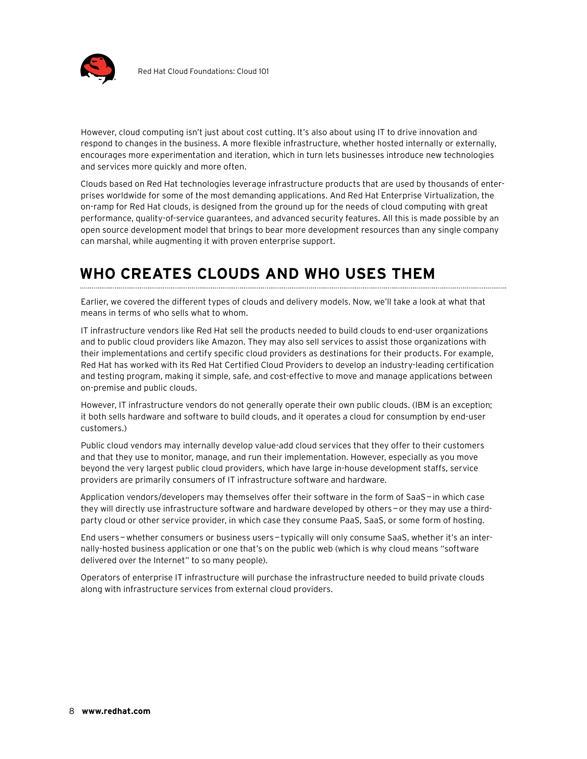However, cloud computing isn't just about cost cutting. It's also about using IT to drive innovation and respond to changes in the business. A more flexible infrastructure, whether hosted internally or externally, encourages more experimentation and iteration, which in turn lets businesses introduce new technologies and services more quickly and more often.

Clouds based on Red Hat technologies leverage infrastructure products that are used by thousands of enterprises worldwide for some of the most demanding applications. And Red Hat Enterprise Virtualization, the on-ramp for Red Hat clouds, is designed from the ground up for the needs of cloud computing with great performance, quality-of-service guarantees, and advanced security features. All this is made possible by an open source development model that brings to bear more development resources than any single company can marshal, while augmenting it with proven enterprise support.

## WHO CREATES CLOUDS AND WHO USES THEM

Earlier, we covered the different types of clouds and delivery models. Now, we'll take a look at what that means in terms of who sells what to whom.

IT infrastructure vendors like Red Hat sell the products needed to build clouds to end-user organizations and to public cloud providers like Amazon. They may also sell services to assist those organizations with their implementations and certify specific cloud providers as destinations for their products. For example, Red Hat has worked with its Red Hat Certified Cloud Providers to develop an industry-leading certification and testing program, making it simple, safe, and cost-effective to move and manage applications between on-premise and public clouds.

However, IT infrastructure vendors do not generally operate their own public clouds. (IBM is an exception; it both sells hardware and software to build clouds, and it operates a cloud for consumption by end-user customers.)

Public cloud vendors may internally develop value-add cloud services that they offer to their customers and that they use to monitor, manage, and run their implementation. However, especially as you move beyond the very largest public cloud providers, which have large in-house development staffs, service providers are primarily consumers of IT infrastructure software and hardware.

Application vendors/developers may themselves offer their software in the form of SaaS—in which case they will directly use infrastructure software and hardware developed by others—or they may use a third-party cloud or other service provider, in which case they consume PaaS, SaaS, or some form of hosting.

End users—whether consumers or business users—typically will only consume SaaS, whether it's an internally-hosted business application or one that's on the public web (which is why cloud means "software delivered over the Internet" to so many people).

Operators of enterprise IT infrastructure will purchase the infrastructure needed to build private clouds along with infrastructure services from external cloud providers.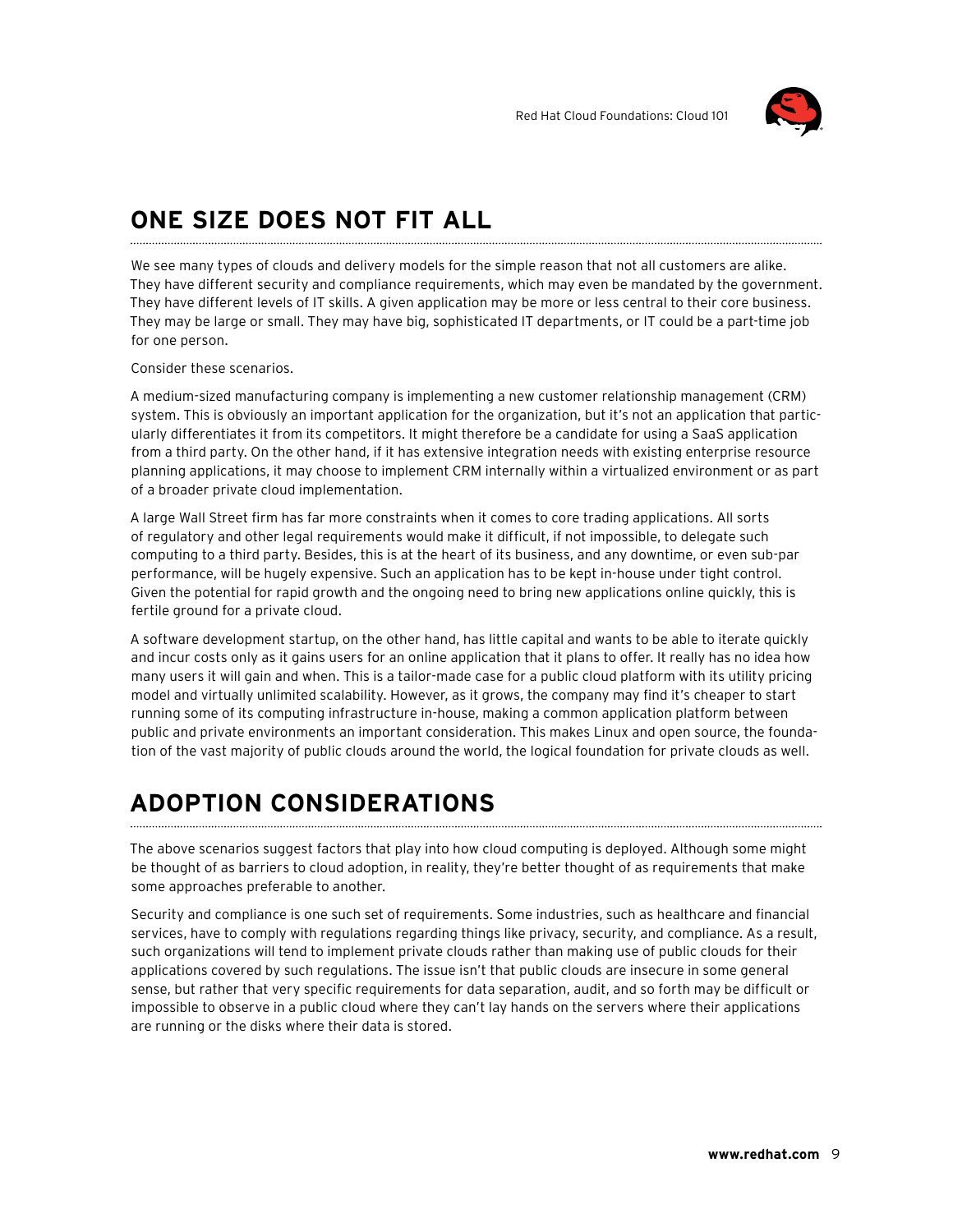## ONE SIZE DOES NOT FIT ALL

We see many types of clouds and delivery models for the simple reason that not all customers are alike. They have different security and compliance requirements, which may even be mandated by the government. They have different levels of IT skills. A given application may be more or less central to their core business. They may be large or small. They may have big, sophisticated IT departments, or IT could be a part-time job for one person.

Consider these scenarios.

A medium-sized manufacturing company is implementing a new customer relationship management (CRM) system. This is obviously an important application for the organization, but it's not an application that particularly differentiates it from its competitors. It might therefore be a candidate for using a SaaS application from a third party. On the other hand, if it has extensive integration needs with existing enterprise resource planning applications, it may choose to implement CRM internally within a virtualized environment or as part of a broader private cloud implementation.

A large Wall Street firm has far more constraints when it comes to core trading applications. All sorts of regulatory and other legal requirements would make it difficult, if not impossible, to delegate such computing to a third party. Besides, this is at the heart of its business, and any downtime, or even sub-par performance, will be hugely expensive. Such an application has to be kept in-house under tight control. Given the potential for rapid growth and the ongoing need to bring new applications online quickly, this is fertile ground for a private cloud.

A software development startup, on the other hand, has little capital and wants to be able to iterate quickly and incur costs only as it gains users for an online application that it plans to offer. It really has no idea how many users it will gain and when. This is a tailor-made case for a public cloud platform with its utility pricing model and virtually unlimited scalability. However, as it grows, the company may find it's cheaper to start running some of its computing infrastructure in-house, making a common application platform between public and private environments an important consideration. This makes Linux and open source, the foundation of the vast majority of public clouds around the world, the logical foundation for private clouds as well.

## ADOPTION CONSIDERATIONS

The above scenarios suggest factors that play into how cloud computing is deployed. Although some might be thought of as barriers to cloud adoption, in reality, they're better thought of as requirements that make some approaches preferable to another.

Security and compliance is one such set of requirements. Some industries, such as healthcare and financial services, have to comply with regulations regarding things like privacy, security, and compliance. As a result, such organizations will tend to implement private clouds rather than making use of public clouds for their applications covered by such regulations. The issue isn't that public clouds are insecure in some general sense, but rather that very specific requirements for data separation, audit, and so forth may be difficult or impossible to observe in a public cloud where they can't lay hands on the servers where their applications are running or the disks where their data is stored.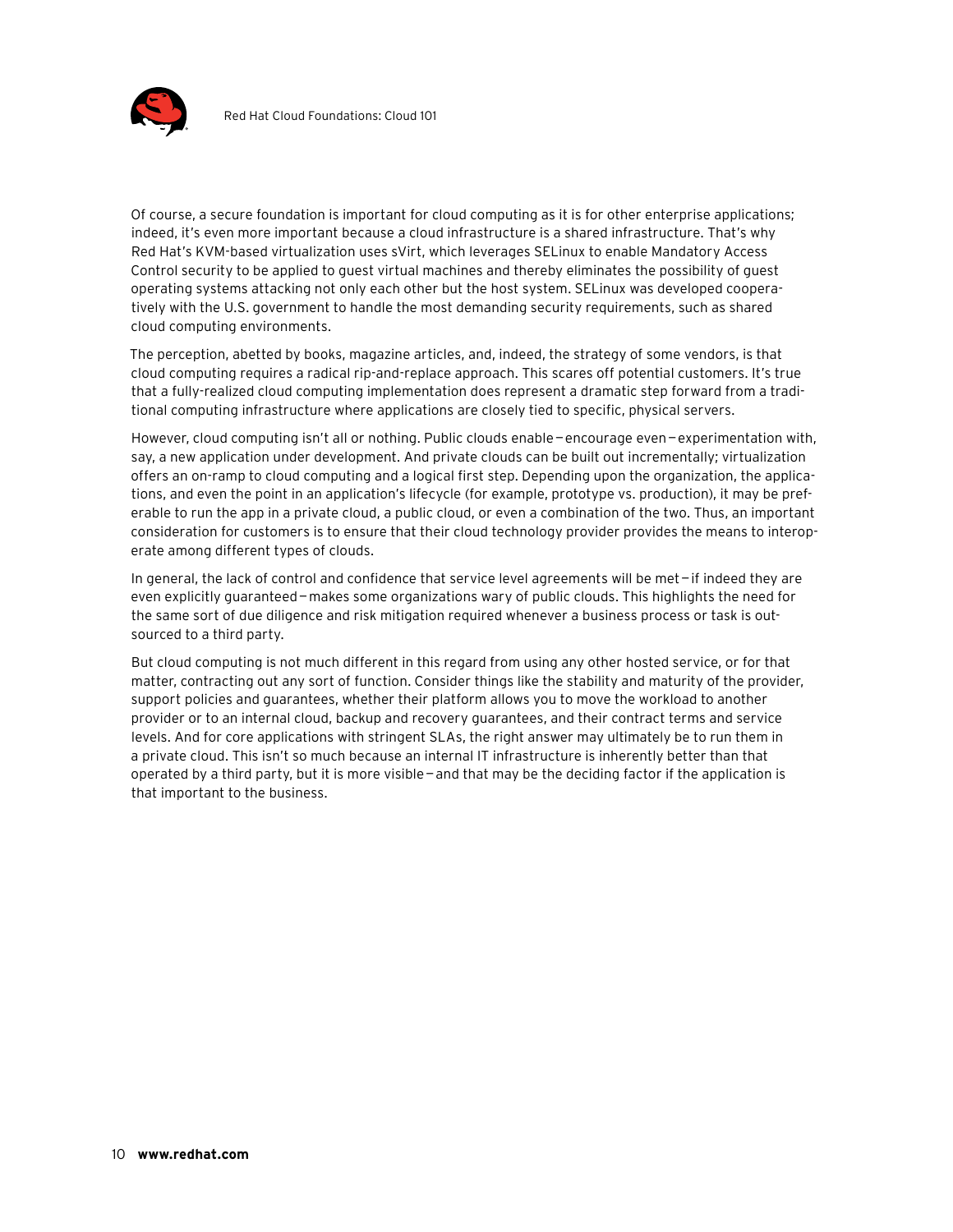Of course, a secure foundation is important for cloud computing as it is for other enterprise applications; indeed, it's even more important because a cloud infrastructure is a shared infrastructure. That's why Red Hat's KVM-based virtualization uses sVirt, which leverages SELinux to enable Mandatory Access Control security to be applied to guest virtual machines and thereby eliminates the possibility of guest operating systems attacking not only each other but the host system. SELinux was developed cooperatively with the U.S. government to handle the most demanding security requirements, such as shared cloud computing environments.

The perception, abetted by books, magazine articles, and, indeed, the strategy of some vendors, is that cloud computing requires a radical rip-and-replace approach. This scares off potential customers. It's true that a fully-realized cloud computing implementation does represent a dramatic step forward from a traditional computing infrastructure where applications are closely tied to specific, physical servers.

However, cloud computing isn't all or nothing. Public clouds enable—encourage even—experimentation with, say, a new application under development. And private clouds can be built out incrementally; virtualization offers an on-ramp to cloud computing and a logical first step. Depending upon the organization, the applications, and even the point in an application's lifecycle (for example, prototype vs. production), it may be preferable to run the app in a private cloud, a public cloud, or even a combination of the two. Thus, an important consideration for customers is to ensure that their cloud technology provider provides the means to interoperate among different types of clouds.

In general, the lack of control and confidence that service level agreements will be met—if indeed they are even explicitly guaranteed—makes some organizations wary of public clouds. This highlights the need for the same sort of due diligence and risk mitigation required whenever a business process or task is outsourced to a third party.

But cloud computing is not much different in this regard from using any other hosted service, or for that matter, contracting out any sort of function. Consider things like the stability and maturity of the provider, support policies and guarantees, whether their platform allows you to move the workload to another provider or to an internal cloud, backup and recovery guarantees, and their contract terms and service levels. And for core applications with stringent SLAs, the right answer may ultimately be to run them in a private cloud. This isn't so much because an internal IT infrastructure is inherently better than that operated by a third party, but it is more visible—and that may be the deciding factor if the application is that important to the business.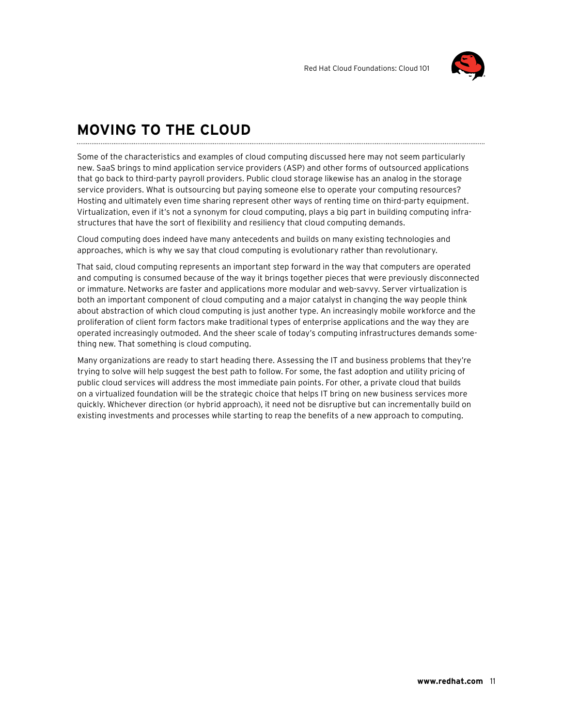# MOVING TO THE CLOUD

Some of the characteristics and examples of cloud computing discussed here may not seem particularly new. SaaS brings to mind application service providers (ASP) and other forms of outsourced applications that go back to third-party payroll providers. Public cloud storage likewise has an analog in the storage service providers. What is outsourcing but paying someone else to operate your computing resources? Hosting and ultimately even time sharing represent other ways of renting time on third-party equipment. Virtualization, even if it's not a synonym for cloud computing, plays a big part in building computing infrastructures that have the sort of flexibility and resiliency that cloud computing demands.

Cloud computing does indeed have many antecedents and builds on many existing technologies and approaches, which is why we say that cloud computing is evolutionary rather than revolutionary.

That said, cloud computing represents an important step forward in the way that computers are operated and computing is consumed because of the way it brings together pieces that were previously disconnected or immature. Networks are faster and applications more modular and web-savvy. Server virtualization is both an important component of cloud computing and a major catalyst in changing the way people think about abstraction of which cloud computing is just another type. An increasingly mobile workforce and the proliferation of client form factors make traditional types of enterprise applications and the way they are operated increasingly outmoded. And the sheer scale of today's computing infrastructures demands something new. That something is cloud computing.

Many organizations are ready to start heading there. Assessing the IT and business problems that they're trying to solve will help suggest the best path to follow. For some, the fast adoption and utility pricing of public cloud services will address the most immediate pain points. For other, a private cloud that builds on a virtualized foundation will be the strategic choice that helps IT bring on new business services more quickly. Whichever direction (or hybrid approach), it need not be disruptive but can incrementally build on existing investments and processes while starting to reap the benefits of a new approach to computing.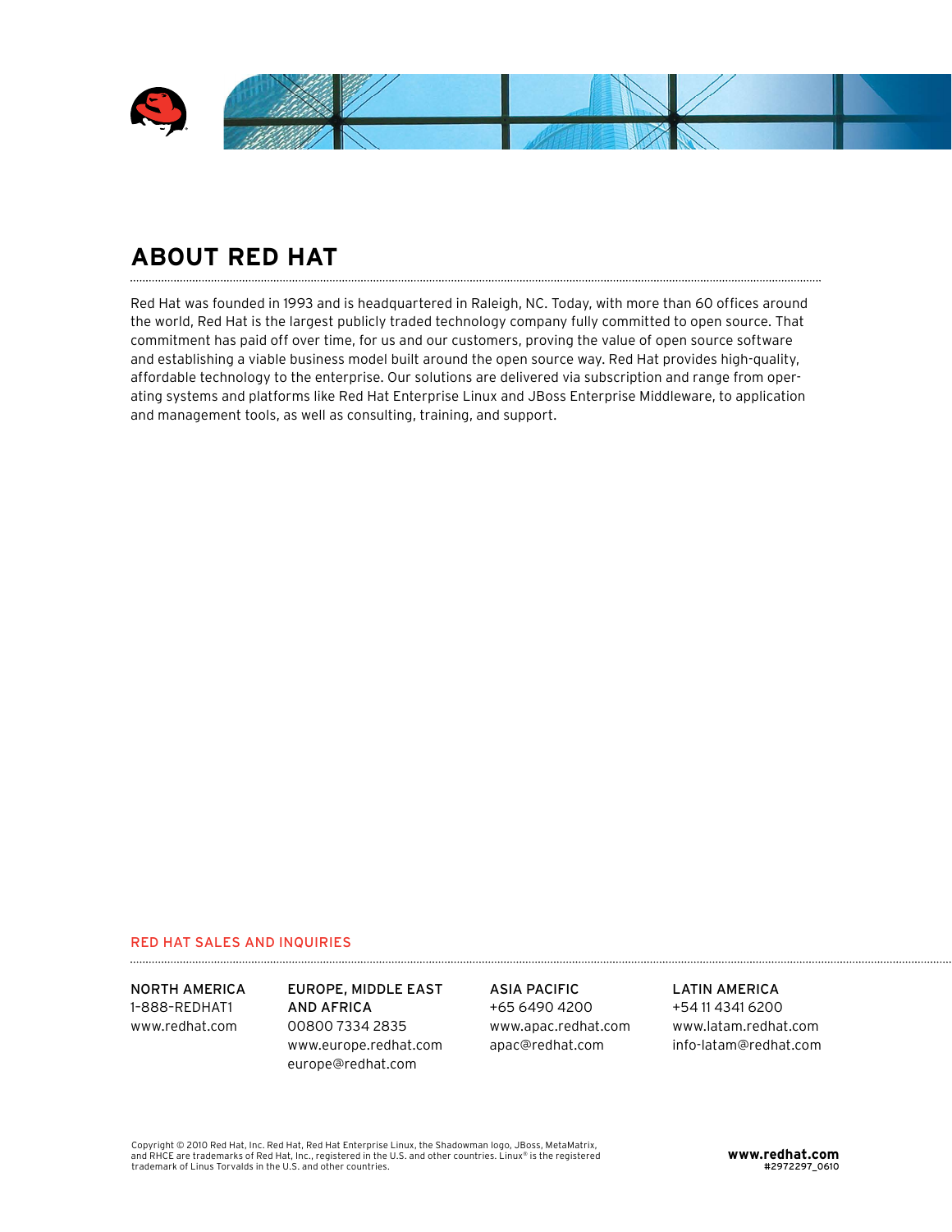## ABOUT RED HAT

Red Hat was founded in 1993 and is headquartered in Raleigh, NC. Today, with more than 60 offices around the world, Red Hat is the largest publicly traded technology company fully committed to open source. That commitment has paid off over time, for us and our customers, proving the value of open source software and establishing a viable business model built around the open source way. Red Hat provides high-quality, affordable technology to the enterprise. Our solutions are delivered via subscription and range from operating systems and platforms like Red Hat Enterprise Linux and JBoss Enterprise Middleware, to application and management tools, as well as consulting, training, and support.

### RED HAT SALES AND INQUIRIES

**NORTH AMERICA**
1-888-REDHAT1
www.redhat.com

**EUROPE, MIDDLE EAST AND AFRICA**
00800 7334 2835
www.europe.redhat.com
europe@redhat.com

**ASIA PACIFIC**
+65 6490 4200
www.apac.redhat.com
apac@redhat.com

**LATIN AMERICA**
+54 11 4341 6200
www.latam.redhat.com
info-latam@redhat.com

Copyright © 2010 Red Hat, Inc. Red Hat, Red Hat Enterprise Linux, the Shadowman logo, JBoss, MetaMatrix, and RHCE are trademarks of Red Hat, Inc., registered in the U.S. and other countries. Linux® is the registered trademark of Linus Torvalds in the U.S. and other countries.

**www.redhat.com**
#2972297_0610